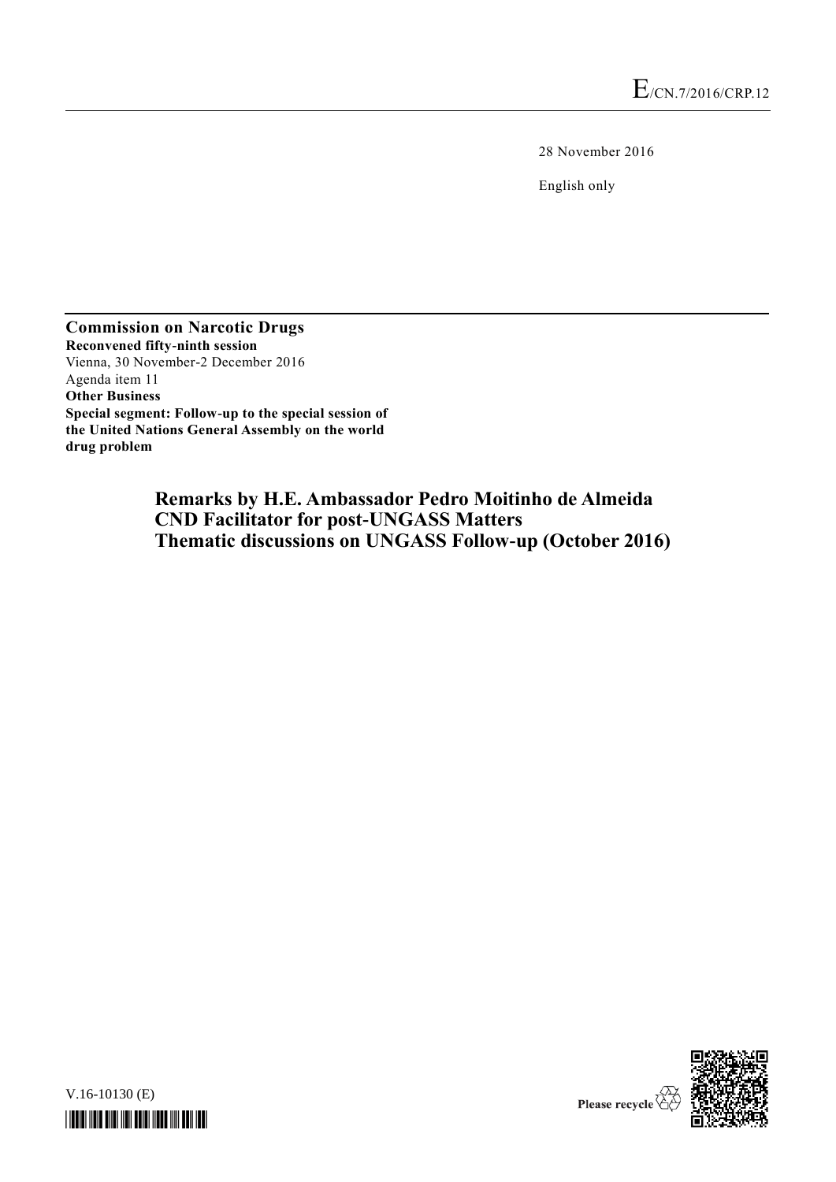E/CN.7/2016/CRP.12

28 November 2016

English only

**Commission on Narcotic Drugs**
**Reconvened fifty-ninth session**
Vienna, 30 November-2 December 2016
Agenda item 11
**Other Business**
**Special segment: Follow-up to the special session of the United Nations General Assembly on the world drug problem**

# Remarks by H.E. Ambassador Pedro Moitinho de Almeida CND Facilitator for post-UNGASS Matters Thematic discussions on UNGASS Follow-up (October 2016)

V.16-10130 (E)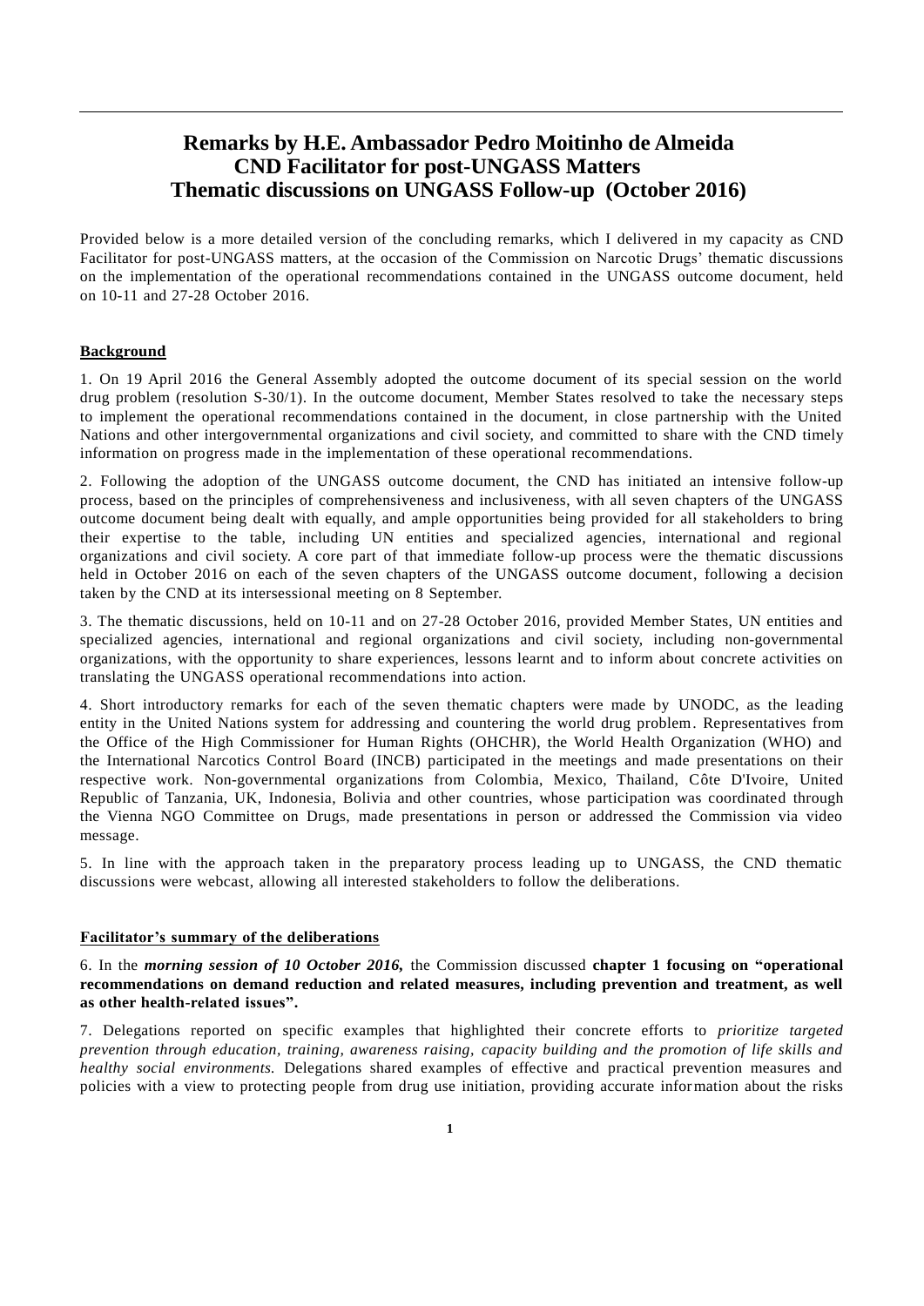# Remarks by H.E. Ambassador Pedro Moitinho de Almeida
# CND Facilitator for post-UNGASS Matters
# Thematic discussions on UNGASS Follow-up (October 2016)

Provided below is a more detailed version of the concluding remarks, which I delivered in my capacity as CND Facilitator for post-UNGASS matters, at the occasion of the Commission on Narcotic Drugs' thematic discussions on the implementation of the operational recommendations contained in the UNGASS outcome document, held on 10-11 and 27-28 October 2016.

## Background

1. On 19 April 2016 the General Assembly adopted the outcome document of its special session on the world drug problem (resolution S-30/1). In the outcome document, Member States resolved to take the necessary steps to implement the operational recommendations contained in the document, in close partnership with the United Nations and other intergovernmental organizations and civil society, and committed to share with the CND timely information on progress made in the implementation of these operational recommendations.

2. Following the adoption of the UNGASS outcome document, the CND has initiated an intensive follow-up process, based on the principles of comprehensiveness and inclusiveness, with all seven chapters of the UNGASS outcome document being dealt with equally, and ample opportunities being provided for all stakeholders to bring their expertise to the table, including UN entities and specialized agencies, international and regional organizations and civil society. A core part of that immediate follow-up process were the thematic discussions held in October 2016 on each of the seven chapters of the UNGASS outcome document, following a decision taken by the CND at its intersessional meeting on 8 September.

3. The thematic discussions, held on 10-11 and on 27-28 October 2016, provided Member States, UN entities and specialized agencies, international and regional organizations and civil society, including non-governmental organizations, with the opportunity to share experiences, lessons learnt and to inform about concrete activities on translating the UNGASS operational recommendations into action.

4. Short introductory remarks for each of the seven thematic chapters were made by UNODC, as the leading entity in the United Nations system for addressing and countering the world drug problem. Representatives from the Office of the High Commissioner for Human Rights (OHCHR), the World Health Organization (WHO) and the International Narcotics Control Board (INCB) participated in the meetings and made presentations on their respective work. Non-governmental organizations from Colombia, Mexico, Thailand, Côte D'Ivoire, United Republic of Tanzania, UK, Indonesia, Bolivia and other countries, whose participation was coordinated through the Vienna NGO Committee on Drugs, made presentations in person or addressed the Commission via video message.

5. In line with the approach taken in the preparatory process leading up to UNGASS, the CND thematic discussions were webcast, allowing all interested stakeholders to follow the deliberations.

## Facilitator's summary of the deliberations

6. In the ***morning session of 10 October 2016,*** the Commission discussed **chapter 1 focusing on "operational recommendations on demand reduction and related measures, including prevention and treatment, as well as other health-related issues".**

7. Delegations reported on specific examples that highlighted their concrete efforts to *prioritize targeted prevention through education, training, awareness raising, capacity building and the promotion of life skills and healthy social environments.* Delegations shared examples of effective and practical prevention measures and policies with a view to protecting people from drug use initiation, providing accurate information about the risks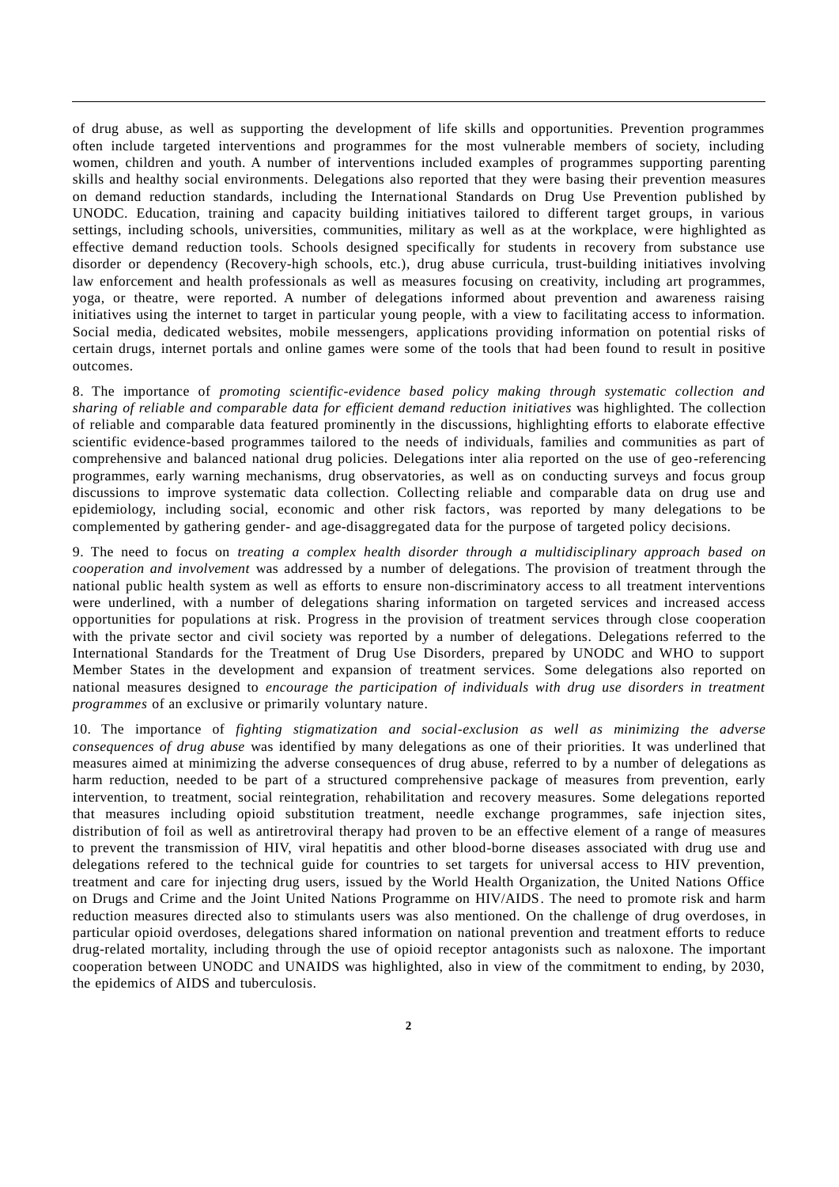of drug abuse, as well as supporting the development of life skills and opportunities. Prevention programmes often include targeted interventions and programmes for the most vulnerable members of society, including women, children and youth. A number of interventions included examples of programmes supporting parenting skills and healthy social environments. Delegations also reported that they were basing their prevention measures on demand reduction standards, including the International Standards on Drug Use Prevention published by UNODC. Education, training and capacity building initiatives tailored to different target groups, in various settings, including schools, universities, communities, military as well as at the workplace, were highlighted as effective demand reduction tools. Schools designed specifically for students in recovery from substance use disorder or dependency (Recovery-high schools, etc.), drug abuse curricula, trust-building initiatives involving law enforcement and health professionals as well as measures focusing on creativity, including art programmes, yoga, or theatre, were reported. A number of delegations informed about prevention and awareness raising initiatives using the internet to target in particular young people, with a view to facilitating access to information. Social media, dedicated websites, mobile messengers, applications providing information on potential risks of certain drugs, internet portals and online games were some of the tools that had been found to result in positive outcomes.

8. The importance of *promoting scientific-evidence based policy making through systematic collection and sharing of reliable and comparable data for efficient demand reduction initiatives* was highlighted. The collection of reliable and comparable data featured prominently in the discussions, highlighting efforts to elaborate effective scientific evidence-based programmes tailored to the needs of individuals, families and communities as part of comprehensive and balanced national drug policies. Delegations inter alia reported on the use of geo-referencing programmes, early warning mechanisms, drug observatories, as well as on conducting surveys and focus group discussions to improve systematic data collection. Collecting reliable and comparable data on drug use and epidemiology, including social, economic and other risk factors, was reported by many delegations to be complemented by gathering gender- and age-disaggregated data for the purpose of targeted policy decisions.

9. The need to focus on *treating a complex health disorder through a multidisciplinary approach based on cooperation and involvement* was addressed by a number of delegations. The provision of treatment through the national public health system as well as efforts to ensure non-discriminatory access to all treatment interventions were underlined, with a number of delegations sharing information on targeted services and increased access opportunities for populations at risk. Progress in the provision of treatment services through close cooperation with the private sector and civil society was reported by a number of delegations. Delegations referred to the International Standards for the Treatment of Drug Use Disorders, prepared by UNODC and WHO to support Member States in the development and expansion of treatment services. Some delegations also reported on national measures designed to *encourage the participation of individuals with drug use disorders in treatment programmes* of an exclusive or primarily voluntary nature.

10. The importance of *fighting stigmatization and social-exclusion as well as minimizing the adverse consequences of drug abuse* was identified by many delegations as one of their priorities. It was underlined that measures aimed at minimizing the adverse consequences of drug abuse, referred to by a number of delegations as harm reduction, needed to be part of a structured comprehensive package of measures from prevention, early intervention, to treatment, social reintegration, rehabilitation and recovery measures. Some delegations reported that measures including opioid substitution treatment, needle exchange programmes, safe injection sites, distribution of foil as well as antiretroviral therapy had proven to be an effective element of a range of measures to prevent the transmission of HIV, viral hepatitis and other blood-borne diseases associated with drug use and delegations refered to the technical guide for countries to set targets for universal access to HIV prevention, treatment and care for injecting drug users, issued by the World Health Organization, the United Nations Office on Drugs and Crime and the Joint United Nations Programme on HIV/AIDS. The need to promote risk and harm reduction measures directed also to stimulants users was also mentioned. On the challenge of drug overdoses, in particular opioid overdoses, delegations shared information on national prevention and treatment efforts to reduce drug-related mortality, including through the use of opioid receptor antagonists such as naloxone. The important cooperation between UNODC and UNAIDS was highlighted, also in view of the commitment to ending, by 2030, the epidemics of AIDS and tuberculosis.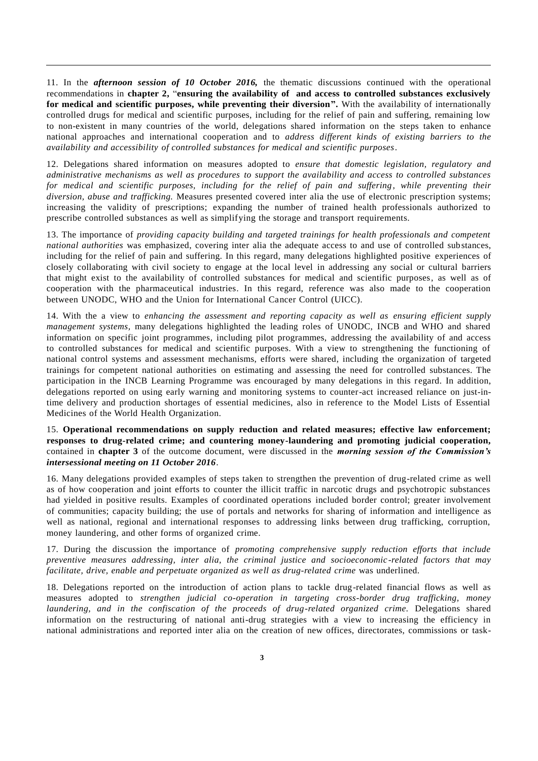11. In the ***afternoon session of 10 October 2016,*** the thematic discussions continued with the operational recommendations in **chapter 2,** "**ensuring the availability of and access to controlled substances exclusively for medical and scientific purposes, while preventing their diversion".** With the availability of internationally controlled drugs for medical and scientific purposes, including for the relief of pain and suffering, remaining low to non-existent in many countries of the world, delegations shared information on the steps taken to enhance national approaches and international cooperation and to *address different kinds of existing barriers to the availability and accessibility of controlled substances for medical and scientific purposes*.

12. Delegations shared information on measures adopted to *ensure that domestic legislation, regulatory and administrative mechanisms as well as procedures to support the availability and access to controlled substances for medical and scientific purposes, including for the relief of pain and suffering, while preventing their diversion, abuse and trafficking.* Measures presented covered inter alia the use of electronic prescription systems; increasing the validity of prescriptions; expanding the number of trained health professionals authorized to prescribe controlled substances as well as simplifying the storage and transport requirements.

13. The importance of *providing capacity building and targeted trainings for health professionals and competent national authorities* was emphasized, covering inter alia the adequate access to and use of controlled substances, including for the relief of pain and suffering. In this regard, many delegations highlighted positive experiences of closely collaborating with civil society to engage at the local level in addressing any social or cultural barriers that might exist to the availability of controlled substances for medical and scientific purposes, as well as of cooperation with the pharmaceutical industries. In this regard, reference was also made to the cooperation between UNODC, WHO and the Union for International Cancer Control (UICC).

14. With the a view to *enhancing the assessment and reporting capacity as well as ensuring efficient supply management systems,* many delegations highlighted the leading roles of UNODC, INCB and WHO and shared information on specific joint programmes, including pilot programmes, addressing the availability of and access to controlled substances for medical and scientific purposes. With a view to strengthening the functioning of national control systems and assessment mechanisms, efforts were shared, including the organization of targeted trainings for competent national authorities on estimating and assessing the need for controlled substances. The participation in the INCB Learning Programme was encouraged by many delegations in this regard. In addition, delegations reported on using early warning and monitoring systems to counter-act increased reliance on just-in-time delivery and production shortages of essential medicines, also in reference to the Model Lists of Essential Medicines of the World Health Organization.

15. **Operational recommendations on supply reduction and related measures; effective law enforcement; responses to drug-related crime; and countering money-laundering and promoting judicial cooperation,** contained in **chapter 3** of the outcome document, were discussed in the ***morning session of the Commission's intersessional meeting on 11 October 2016***.

16. Many delegations provided examples of steps taken to strengthen the prevention of drug-related crime as well as of how cooperation and joint efforts to counter the illicit traffic in narcotic drugs and psychotropic substances had yielded in positive results. Examples of coordinated operations included border control; greater involvement of communities; capacity building; the use of portals and networks for sharing of information and intelligence as well as national, regional and international responses to addressing links between drug trafficking, corruption, money laundering, and other forms of organized crime.

17. During the discussion the importance of *promoting comprehensive supply reduction efforts that include preventive measures addressing, inter alia, the criminal justice and socioeconomic-related factors that may facilitate, drive, enable and perpetuate organized as well as drug-related crime* was underlined.

18. Delegations reported on the introduction of action plans to tackle drug-related financial flows as well as measures adopted to *strengthen judicial co-operation in targeting cross-border drug trafficking, money laundering, and in the confiscation of the proceeds of drug-related organized crime.* Delegations shared information on the restructuring of national anti-drug strategies with a view to increasing the efficiency in national administrations and reported inter alia on the creation of new offices, directorates, commissions or task-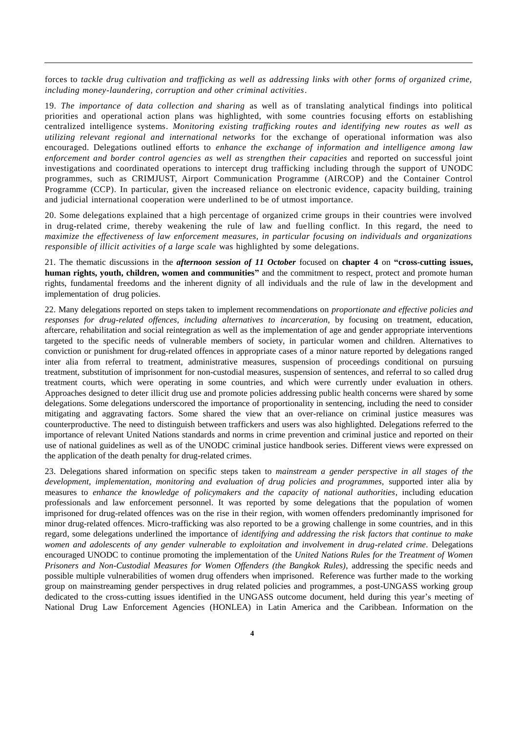forces to *tackle drug cultivation and trafficking as well as addressing links with other forms of organized crime, including money-laundering, corruption and other criminal activities*.

19. *The importance of data collection and sharing* as well as of translating analytical findings into political priorities and operational action plans was highlighted, with some countries focusing efforts on establishing centralized intelligence systems. *Monitoring existing trafficking routes and identifying new routes as well as utilizing relevant regional and international networks* for the exchange of operational information was also encouraged. Delegations outlined efforts to *enhance the exchange of information and intelligence among law enforcement and border control agencies as well as strengthen their capacities* and reported on successful joint investigations and coordinated operations to intercept drug trafficking including through the support of UNODC programmes, such as CRIMJUST, Airport Communication Programme (AIRCOP) and the Container Control Programme (CCP). In particular, given the increased reliance on electronic evidence, capacity building, training and judicial international cooperation were underlined to be of utmost importance.

20. Some delegations explained that a high percentage of organized crime groups in their countries were involved in drug-related crime, thereby weakening the rule of law and fuelling conflict. In this regard, the need to *maximize the effectiveness of law enforcement measures, in particular focusing on individuals and organizations responsible of illicit activities of a large scale* was highlighted by some delegations.

21. The thematic discussions in the ***afternoon session of 11 October*** focused on **chapter 4** on **"cross-cutting issues, human rights, youth, children, women and communities"** and the commitment to respect, protect and promote human rights, fundamental freedoms and the inherent dignity of all individuals and the rule of law in the development and implementation of drug policies.

22. Many delegations reported on steps taken to implement recommendations on *proportionate and effective policies and responses for drug-related offences, including alternatives to incarceration*, by focusing on treatment, education, aftercare, rehabilitation and social reintegration as well as the implementation of age and gender appropriate interventions targeted to the specific needs of vulnerable members of society, in particular women and children. Alternatives to conviction or punishment for drug-related offences in appropriate cases of a minor nature reported by delegations ranged inter alia from referral to treatment, administrative measures, suspension of proceedings conditional on pursuing treatment, substitution of imprisonment for non-custodial measures, suspension of sentences, and referral to so called drug treatment courts, which were operating in some countries, and which were currently under evaluation in others. Approaches designed to deter illicit drug use and promote policies addressing public health concerns were shared by some delegations. Some delegations underscored the importance of proportionality in sentencing, including the need to consider mitigating and aggravating factors. Some shared the view that an over-reliance on criminal justice measures was counterproductive. The need to distinguish between traffickers and users was also highlighted. Delegations referred to the importance of relevant United Nations standards and norms in crime prevention and criminal justice and reported on their use of national guidelines as well as of the UNODC criminal justice handbook series. Different views were expressed on the application of the death penalty for drug-related crimes.

23. Delegations shared information on specific steps taken to *mainstream a gender perspective in all stages of the development, implementation, monitoring and evaluation of drug policies and programmes*, supported inter alia by measures to *enhance the knowledge of policymakers and the capacity of national authorities*, including education professionals and law enforcement personnel. It was reported by some delegations that the population of women imprisoned for drug-related offences was on the rise in their region, with women offenders predominantly imprisoned for minor drug-related offences. Micro-trafficking was also reported to be a growing challenge in some countries, and in this regard, some delegations underlined the importance of *identifying and addressing the risk factors that continue to make women and adolescents of any gender vulnerable to exploitation and involvement in drug-related crime*. Delegations encouraged UNODC to continue promoting the implementation of the *United Nations Rules for the Treatment of Women Prisoners and Non-Custodial Measures for Women Offenders (the Bangkok Rules)*, addressing the specific needs and possible multiple vulnerabilities of women drug offenders when imprisoned. Reference was further made to the working group on mainstreaming gender perspectives in drug related policies and programmes, a post-UNGASS working group dedicated to the cross-cutting issues identified in the UNGASS outcome document, held during this year's meeting of National Drug Law Enforcement Agencies (HONLEA) in Latin America and the Caribbean. Information on the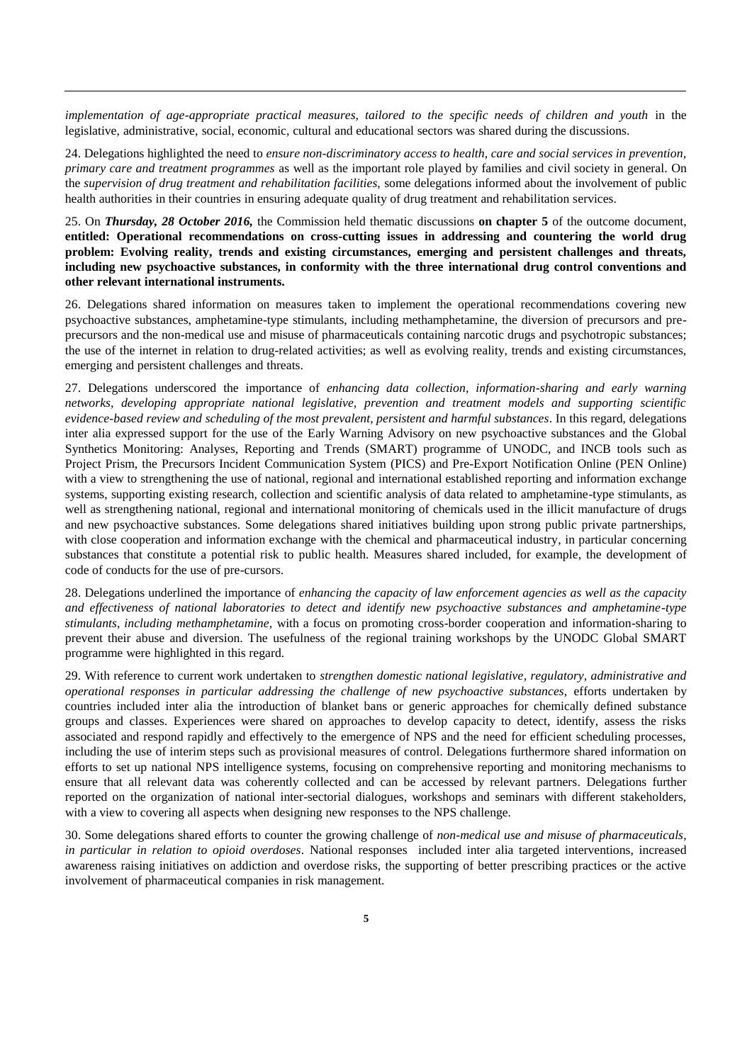*implementation of age-appropriate practical measures, tailored to the specific needs of children and youth* in the legislative, administrative, social, economic, cultural and educational sectors was shared during the discussions.

24. Delegations highlighted the need to *ensure non-discriminatory access to health, care and social services in prevention, primary care and treatment programmes* as well as the important role played by families and civil society in general. On the *supervision of drug treatment and rehabilitation facilities,* some delegations informed about the involvement of public health authorities in their countries in ensuring adequate quality of drug treatment and rehabilitation services.

25. On ***Thursday, 28 October 2016,*** the Commission held thematic discussions **on chapter 5** of the outcome document, **entitled: Operational recommendations on cross-cutting issues in addressing and countering the world drug problem: Evolving reality, trends and existing circumstances, emerging and persistent challenges and threats, including new psychoactive substances, in conformity with the three international drug control conventions and other relevant international instruments.**

26. Delegations shared information on measures taken to implement the operational recommendations covering new psychoactive substances, amphetamine-type stimulants, including methamphetamine, the diversion of precursors and pre-precursors and the non-medical use and misuse of pharmaceuticals containing narcotic drugs and psychotropic substances; the use of the internet in relation to drug-related activities; as well as evolving reality, trends and existing circumstances, emerging and persistent challenges and threats.

27. Delegations underscored the importance of *enhancing data collection, information-sharing and early warning networks, developing appropriate national legislative, prevention and treatment models and supporting scientific evidence-based review and scheduling of the most prevalent, persistent and harmful substances*. In this regard, delegations inter alia expressed support for the use of the Early Warning Advisory on new psychoactive substances and the Global Synthetics Monitoring: Analyses, Reporting and Trends (SMART) programme of UNODC, and INCB tools such as Project Prism, the Precursors Incident Communication System (PICS) and Pre-Export Notification Online (PEN Online) with a view to strengthening the use of national, regional and international established reporting and information exchange systems, supporting existing research, collection and scientific analysis of data related to amphetamine-type stimulants, as well as strengthening national, regional and international monitoring of chemicals used in the illicit manufacture of drugs and new psychoactive substances. Some delegations shared initiatives building upon strong public private partnerships, with close cooperation and information exchange with the chemical and pharmaceutical industry, in particular concerning substances that constitute a potential risk to public health. Measures shared included, for example, the development of code of conducts for the use of pre-cursors.

28. Delegations underlined the importance of *enhancing the capacity of law enforcement agencies as well as the capacity and effectiveness of national laboratories to detect and identify new psychoactive substances and amphetamine-type stimulants, including methamphetamine,* with a focus on promoting cross-border cooperation and information-sharing to prevent their abuse and diversion. The usefulness of the regional training workshops by the UNODC Global SMART programme were highlighted in this regard.

29. With reference to current work undertaken to *strengthen domestic national legislative, regulatory, administrative and operational responses in particular addressing the challenge of new psychoactive substances,* efforts undertaken by countries included inter alia the introduction of blanket bans or generic approaches for chemically defined substance groups and classes. Experiences were shared on approaches to develop capacity to detect, identify, assess the risks associated and respond rapidly and effectively to the emergence of NPS and the need for efficient scheduling processes, including the use of interim steps such as provisional measures of control. Delegations furthermore shared information on efforts to set up national NPS intelligence systems, focusing on comprehensive reporting and monitoring mechanisms to ensure that all relevant data was coherently collected and can be accessed by relevant partners. Delegations further reported on the organization of national inter-sectorial dialogues, workshops and seminars with different stakeholders, with a view to covering all aspects when designing new responses to the NPS challenge.

30. Some delegations shared efforts to counter the growing challenge of *non-medical use and misuse of pharmaceuticals, in particular in relation to opioid overdoses*. National responses included inter alia targeted interventions, increased awareness raising initiatives on addiction and overdose risks, the supporting of better prescribing practices or the active involvement of pharmaceutical companies in risk management.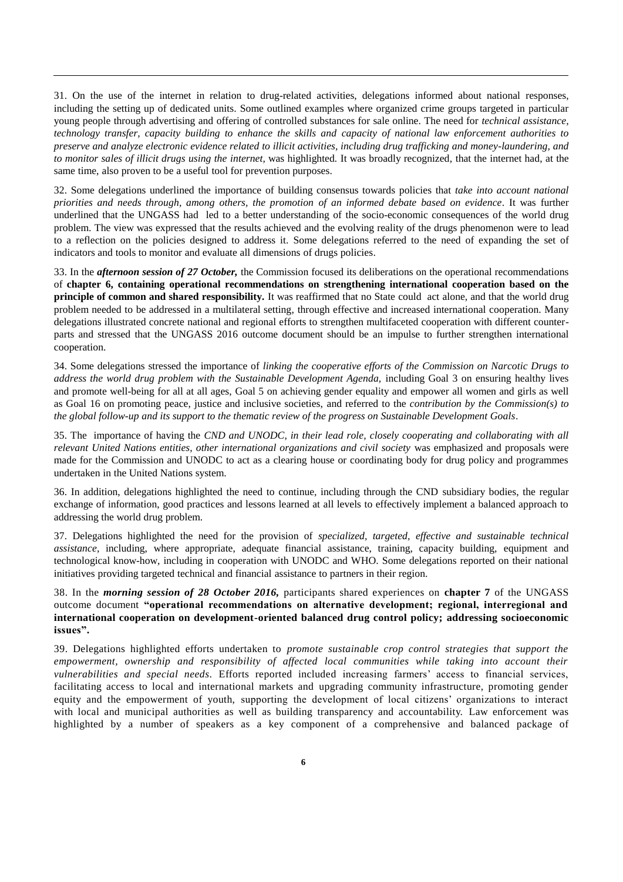31. On the use of the internet in relation to drug-related activities, delegations informed about national responses, including the setting up of dedicated units. Some outlined examples where organized crime groups targeted in particular young people through advertising and offering of controlled substances for sale online. The need for *technical assistance, technology transfer, capacity building to enhance the skills and capacity of national law enforcement authorities to preserve and analyze electronic evidence related to illicit activities, including drug trafficking and money-laundering, and to monitor sales of illicit drugs using the internet,* was highlighted. It was broadly recognized, that the internet had, at the same time, also proven to be a useful tool for prevention purposes.

32. Some delegations underlined the importance of building consensus towards policies that *take into account national priorities and needs through, among others, the promotion of an informed debate based on evidence*. It was further underlined that the UNGASS had led to a better understanding of the socio-economic consequences of the world drug problem. The view was expressed that the results achieved and the evolving reality of the drugs phenomenon were to lead to a reflection on the policies designed to address it. Some delegations referred to the need of expanding the set of indicators and tools to monitor and evaluate all dimensions of drugs policies.

33. In the ***afternoon session of 27 October,*** the Commission focused its deliberations on the operational recommendations of **chapter 6, containing operational recommendations on strengthening international cooperation based on the principle of common and shared responsibility.** It was reaffirmed that no State could act alone, and that the world drug problem needed to be addressed in a multilateral setting, through effective and increased international cooperation. Many delegations illustrated concrete national and regional efforts to strengthen multifaceted cooperation with different counter-parts and stressed that the UNGASS 2016 outcome document should be an impulse to further strengthen international cooperation.

34. Some delegations stressed the importance of *linking the cooperative efforts of the Commission on Narcotic Drugs to address the world drug problem with the Sustainable Development Agenda,* including Goal 3 on ensuring healthy lives and promote well-being for all at all ages, Goal 5 on achieving gender equality and empower all women and girls as well as Goal 16 on promoting peace, justice and inclusive societies, and referred to the *contribution by the Commission(s) to the global follow-up and its support to the thematic review of the progress on Sustainable Development Goals*.

35. The importance of having the *CND and UNODC, in their lead role, closely cooperating and collaborating with all relevant United Nations entities, other international organizations and civil society* was emphasized and proposals were made for the Commission and UNODC to act as a clearing house or coordinating body for drug policy and programmes undertaken in the United Nations system.

36. In addition, delegations highlighted the need to continue, including through the CND subsidiary bodies, the regular exchange of information, good practices and lessons learned at all levels to effectively implement a balanced approach to addressing the world drug problem.

37. Delegations highlighted the need for the provision of *specialized, targeted, effective and sustainable technical assistance,* including, where appropriate, adequate financial assistance, training, capacity building, equipment and technological know-how, including in cooperation with UNODC and WHO. Some delegations reported on their national initiatives providing targeted technical and financial assistance to partners in their region.

38. In the ***morning session of 28 October 2016,*** participants shared experiences on **chapter 7** of the UNGASS outcome document **"operational recommendations on alternative development; regional, interregional and international cooperation on development-oriented balanced drug control policy; addressing socioeconomic issues".**

39. Delegations highlighted efforts undertaken to *promote sustainable crop control strategies that support the empowerment, ownership and responsibility of affected local communities while taking into account their vulnerabilities and special needs*. Efforts reported included increasing farmers' access to financial services, facilitating access to local and international markets and upgrading community infrastructure, promoting gender equity and the empowerment of youth, supporting the development of local citizens' organizations to interact with local and municipal authorities as well as building transparency and accountability. Law enforcement was highlighted by a number of speakers as a key component of a comprehensive and balanced package of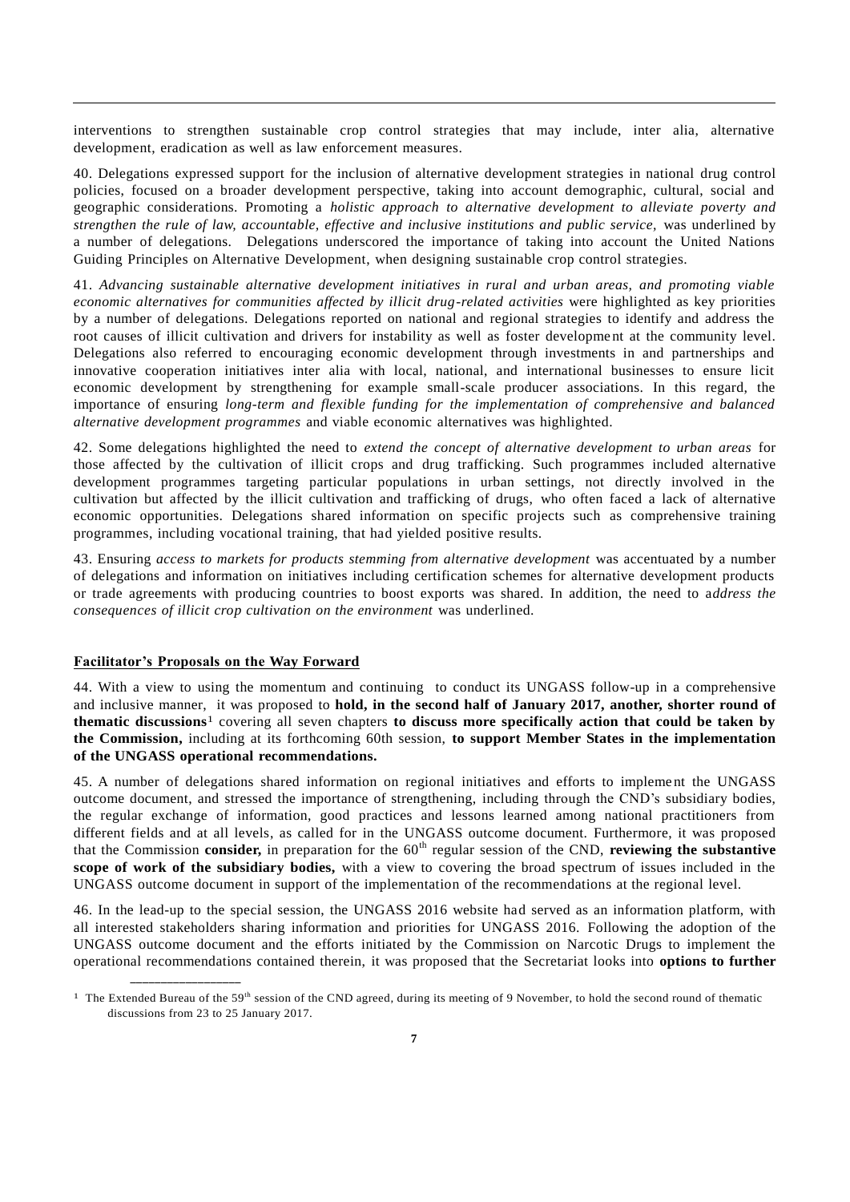interventions to strengthen sustainable crop control strategies that may include, inter alia, alternative development, eradication as well as law enforcement measures.

40. Delegations expressed support for the inclusion of alternative development strategies in national drug control policies, focused on a broader development perspective, taking into account demographic, cultural, social and geographic considerations. Promoting a *holistic approach to alternative development to alleviate poverty and strengthen the rule of law, accountable, effective and inclusive institutions and public service,* was underlined by a number of delegations. Delegations underscored the importance of taking into account the United Nations Guiding Principles on Alternative Development, when designing sustainable crop control strategies.

41. *Advancing sustainable alternative development initiatives in rural and urban areas, and promoting viable economic alternatives for communities affected by illicit drug-related activities* were highlighted as key priorities by a number of delegations. Delegations reported on national and regional strategies to identify and address the root causes of illicit cultivation and drivers for instability as well as foster development at the community level. Delegations also referred to encouraging economic development through investments in and partnerships and innovative cooperation initiatives inter alia with local, national, and international businesses to ensure licit economic development by strengthening for example small-scale producer associations. In this regard, the importance of ensuring *long-term and flexible funding for the implementation of comprehensive and balanced alternative development programmes* and viable economic alternatives was highlighted.

42. Some delegations highlighted the need to *extend the concept of alternative development to urban areas* for those affected by the cultivation of illicit crops and drug trafficking. Such programmes included alternative development programmes targeting particular populations in urban settings, not directly involved in the cultivation but affected by the illicit cultivation and trafficking of drugs, who often faced a lack of alternative economic opportunities. Delegations shared information on specific projects such as comprehensive training programmes, including vocational training, that had yielded positive results.

43. Ensuring *access to markets for products stemming from alternative development* was accentuated by a number of delegations and information on initiatives including certification schemes for alternative development products or trade agreements with producing countries to boost exports was shared. In addition, the need to a*ddress the consequences of illicit crop cultivation on the environment* was underlined.

**Facilitator's Proposals on the Way Forward**

44. With a view to using the momentum and continuing to conduct its UNGASS follow-up in a comprehensive and inclusive manner, it was proposed to **hold, in the second half of January 2017, another, shorter round of thematic discussions**[1] covering all seven chapters **to discuss more specifically action that could be taken by the Commission,** including at its forthcoming 60th session, **to support Member States in the implementation of the UNGASS operational recommendations.**

45. A number of delegations shared information on regional initiatives and efforts to implement the UNGASS outcome document, and stressed the importance of strengthening, including through the CND's subsidiary bodies, the regular exchange of information, good practices and lessons learned among national practitioners from different fields and at all levels, as called for in the UNGASS outcome document. Furthermore, it was proposed that the Commission **consider,** in preparation for the 60th regular session of the CND, **reviewing the substantive scope of work of the subsidiary bodies,** with a view to covering the broad spectrum of issues included in the UNGASS outcome document in support of the implementation of the recommendations at the regional level.

46. In the lead-up to the special session, the UNGASS 2016 website had served as an information platform, with all interested stakeholders sharing information and priorities for UNGASS 2016. Following the adoption of the UNGASS outcome document and the efforts initiated by the Commission on Narcotic Drugs to implement the operational recommendations contained therein, it was proposed that the Secretariat looks into **options to further**

---

[1] The Extended Bureau of the 59th session of the CND agreed, during its meeting of 9 November, to hold the second round of thematic discussions from 23 to 25 January 2017.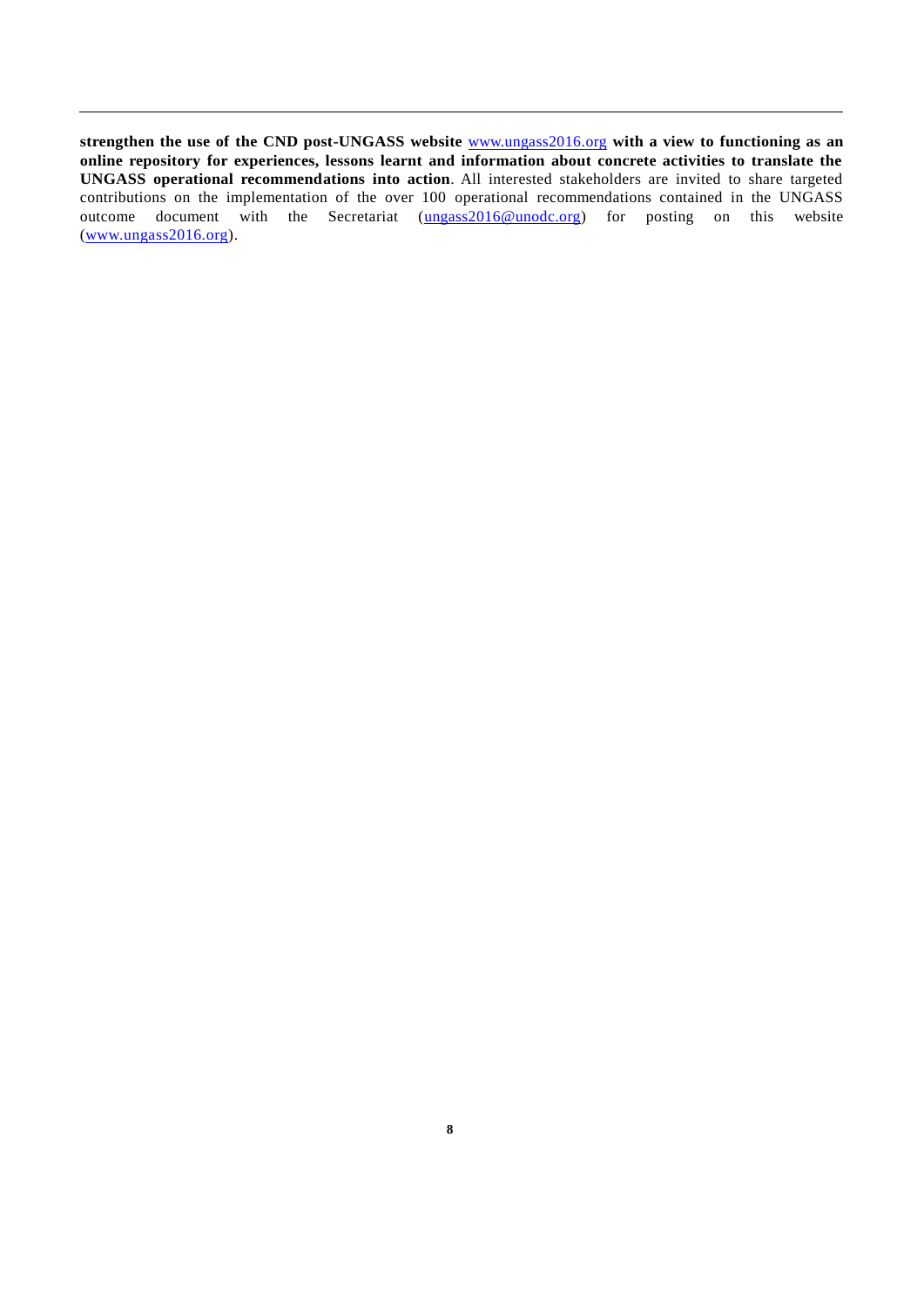**strengthen the use of the CND post-UNGASS website** [www.ungass2016.org](http://www.ungass2016.org) **with a view to functioning as an online repository for experiences, lessons learnt and information about concrete activities to translate the UNGASS operational recommendations into action**. All interested stakeholders are invited to share targeted contributions on the implementation of the over 100 operational recommendations contained in the UNGASS outcome document with the Secretariat ([ungass2016@unodc.org](mailto:ungass2016@unodc.org)) for posting on this website ([www.ungass2016.org](http://www.ungass2016.org)).